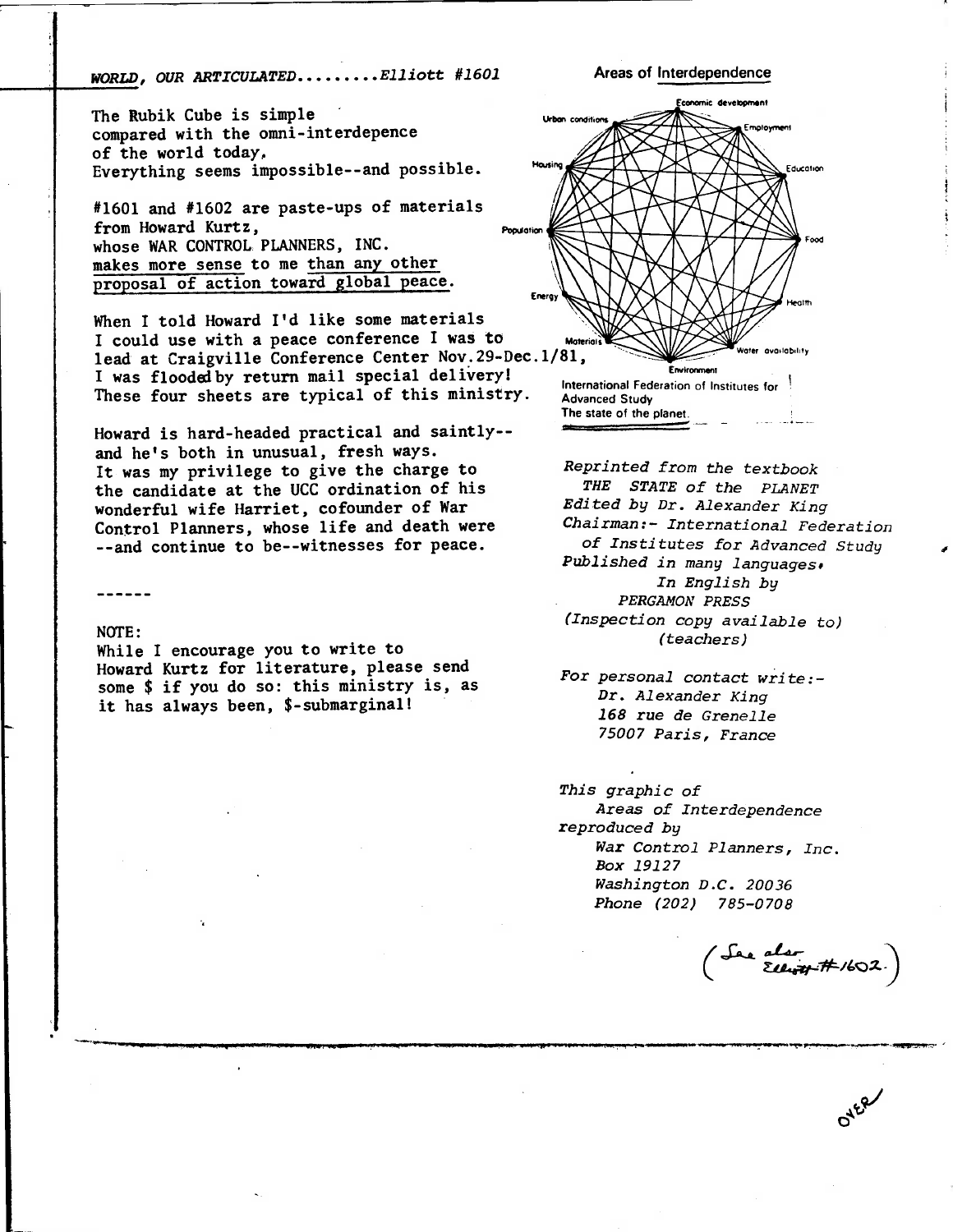*WORLD, OUR ARTICULATED.........Elliott #1601*

The Rubik Cube is simple
compared with the omni-interdepence
of the world today,
Everything seems impossible--and possible.

#1601 and #1602 are paste-ups of materials
from Howard Kurtz,
whose WAR CONTROL PLANNERS, INC.
makes more sense to me than any other
proposal of action toward global peace.

When I told Howard I'd like some materials
I could use with a peace conference I was to
lead at Craigville Conference Center Nov.29-Dec.1/81,
I was flooded by return mail special delivery!
These four sheets are typical of this ministry.

Howard is hard-headed practical and saintly--
and he's both in unusual, fresh ways.
It was my privilege to give the charge to
the candidate at the UCC ordination of his
wonderful wife Harriet, cofounder of War
Control Planners, whose life and death were
--and continue to be--witnesses for peace.

------

NOTE:
While I encourage you to write to
Howard Kurtz for literature, please send
some $ if you do so: this ministry is, as
it has always been, $-submarginal!

**Areas of Interdependence**

Economic development, Employment, Education, Food, Health, Water availability, Environment, Materials, Energy, Population, Housing, Urban conditions

International Federation of Institutes for Advanced Study
The state of the planet.

*Reprinted from the textbook*
*THE STATE of the PLANET*
*Edited by Dr. Alexander King*
*Chairman:- International Federation of Institutes for Advanced Study*
*Published in many languages.*
*In English by*
*PERGAMON PRESS*
*(Inspection copy available to)*
*(teachers)*

*For personal contact write:-*
*Dr. Alexander King*
*168 rue de Grenelle*
*75007 Paris, France*

*This graphic of*
*Areas of Interdependence*
*reproduced by*
*War Control Planners, Inc.*
*Box 19127*
*Washington D.C. 20036*
*Phone (202) 785-0708*

(See also Elliott #1602.)

OVER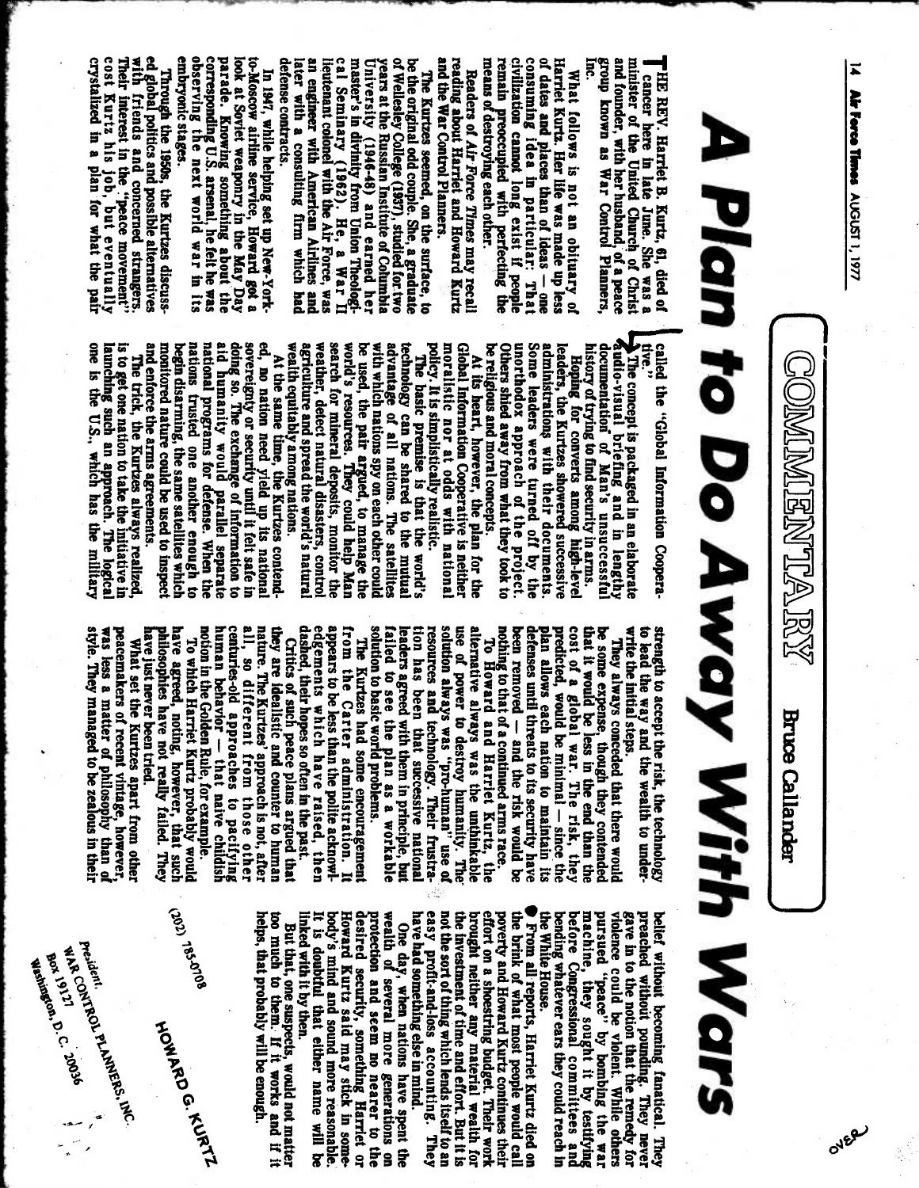## COMMENTARY

**Bruce Callander**

# A Plan to Do Away With Wars

THE REV. Harriet B. Kurtz, 61, died of cancer here in late June. She was a minister of the United Church of Christ and founder, with her husband, of a peace group known as War Control Planners, Inc.

What follows is not an obituary of Harriet Kurtz. Her life was made up less of dates and places than of ideas — one consuming idea in particular: That civilization cannot long exist if people remain preoccupied with perfecting the means of destroying each other.

Readers of *Air Force Times* may recall reading about Harriet and Howard Kurtz and the War Control Planners.

The Kurtzes seemed, on the surface, to be the original odd couple. She, a graduate of Wellesley College (1937), studied for two years at the Russian Institute of Columbia University (1946-48) and earned her master's in divinity from Union Theological Seminary (1962). He, a War II lieutenant colonel with the Air Force, was an engineer with American Airlines and later with a consulting firm which had defense contracts.

In 1947, while helping set up New-York-to-Moscow airline service, Howard got a look at Soviet weaponry in the May Day parade. Knowing something about the corresponding U.S. arsenal, he felt he was observing the next world war in its embryonic stages.

Through the 1950s, the Kurtzes discussed global politics and possible alternatives with friends and concerned strangers. Their interest in the "peace movement" cost Kurtz his job, but eventually crystalized in a plan for what the pair called the "Global Information Cooperative."

The concept is packaged in an elaborate audio-visual briefing and in lengthy documentation of Man's unsuccessful history of trying to find security in arms.

Hoping for converts among high-level leaders, the Kurtzes showered successive administrations with their documents. Some leaders were turned off by the unorthodox approach of the project. Others shied away from what they took to be religious and moral concepts.

At its heart, however, the plan for the Global Information Cooperative is neither moralistic nor at odds with national policy. It is simplistically realistic.

The basic premise is that the world's technology can be shared to the mutual advantage of all nations. The satellites with which nations spy on each other could be used, the pair argued, to manage the world's resources. They could help Man search for mineral deposits, monitor the weather, detect natural disasters, control agriculture and spread the world's natural wealth equitably among nations.

At the same time, the Kurtzes contended, no nation need yield up its national sovereignty or security until it felt safe in doing so. The exchange of information to aid humanity would parallel separate national programs for defense. When the nations trusted one another enough to begin disarming, the same satellites which monitored nature could be used to inspect and enforce the arms agreements.

The trick, the Kurtzes always realized, is to get one nation to take the initiative in launching such an approach. The logical one is the U.S., which has the military strength to accept the risk, the technology to lead the way and the wealth to underwrite the initial steps.

They always conceded that there would be some expense, though they contended that it would be less in the end than the cost of a global war. The risk, they predicted, would be minimal — since the plan allows each nation to maintain its defenses until threats to its security have been removed — and the risk would be nothing to that of a continued arms race.

To Howard and Harriet Kurtz, the alternative always was the unthinkable use of power to destroy humanity. The solution always was "pro-human" use of resources and technology. Their frustration has been that successive national leaders agreed with them in principle, but failed to see the plan as a workable solution to basic world problems.

The Kurtzes had some encouragement from the Carter administration. It appears to be less than the polite acknowledgements which have raised, then dashed, their hopes so often in the past.

Critics of such peace plans argued that they are idealistic and counter to human nature. The Kurtzes' approach is not, after all, so different from those other centuries-old approaches to pacifying human behavior — that naive childish notion in the Golden Rule, for example.

To which Harriet Kurtz probably would have agreed, noting, however, that such philosophies have not really failed. They have just never been tried.

What set the Kurtzes apart from other peacemakers of recent vintage, however, was less a matter of philosophy than of style. They managed to be zealous in their belief without becoming fanatical. They preached without pounding. They never gave in to the notion that the remedy for violence could be violent. While others pursued "peace" by bombing the war machine, they sought it by testifying before Congressional committees and bending whatever ears they could reach in the White House.

● From all reports, Harriet Kurtz died on the brink of what most people would call poverty and Howard Kurtz continues their effort on a shoestring budget. Their work brought neither any material wealth for the investment of time and effort. But it is not the sort of thing which lends itself to an easy profit-and-loss accounting. They have had something else in mind.

One day, when nations have spent the wealth of several more generations on protection and seem no nearer to the desired security, something Harriet or Howard Kurtz said may stick in somebody's mind and sound more reasonable. It is doubtful that either name will be linked with it by then.

But that, one suspects, would not matter too much to them. If it works and if it helps, that probably will be enough.

OVER

HOWARD G. KURTZ
President,
WAR CONTROL PLANNERS, INC.
Box 19127
Washington, D.C. 20036
(202) 785-0708